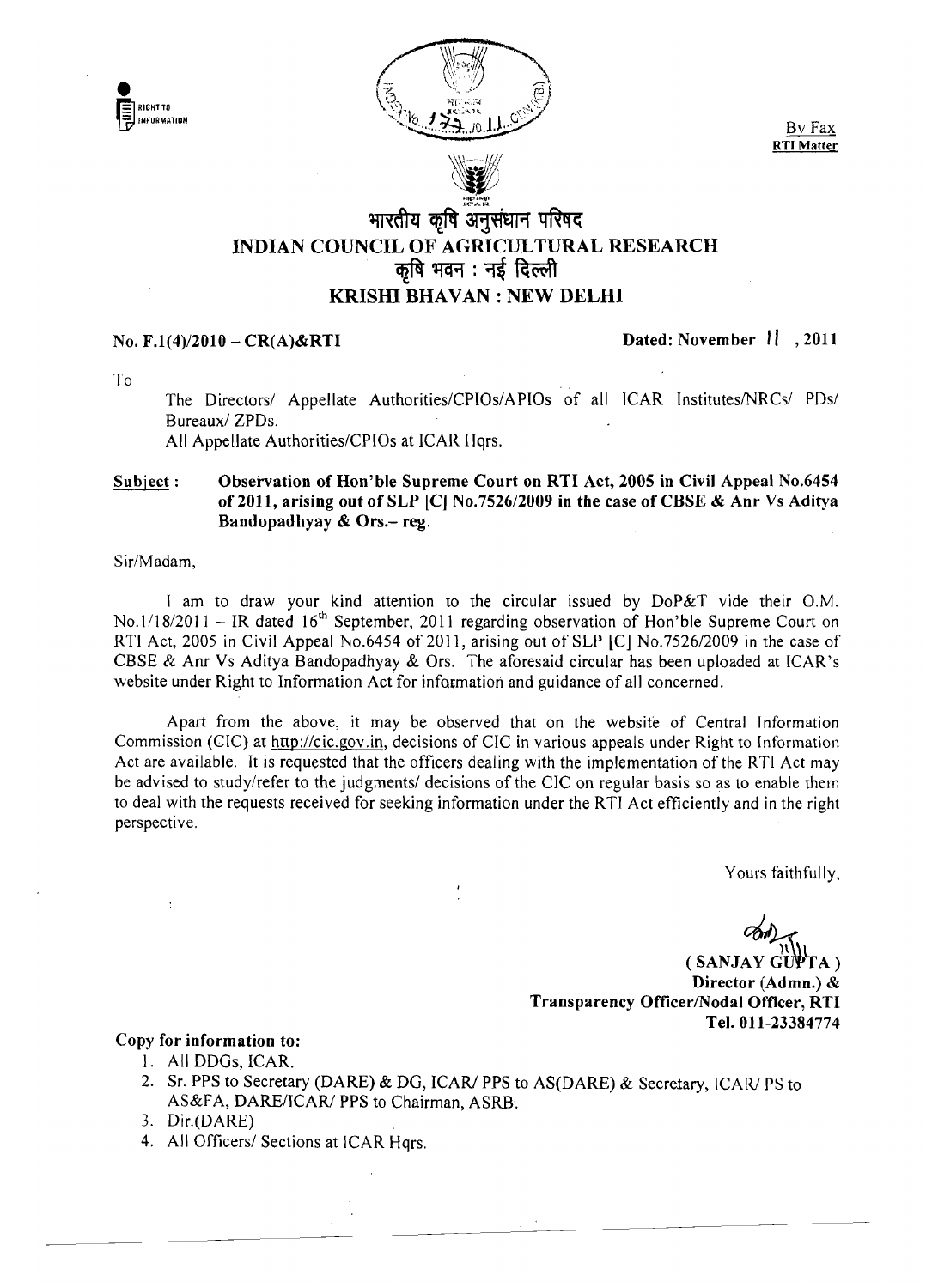By Fax
**RTI Matter**

# भारतीय कृषि अनुसंधान परिषद
# INDIAN COUNCIL OF AGRICULTURAL RESEARCH
## कृषि भवन : नई दिल्ली
## KRISHI BHAVAN : NEW DELHI

**No. F.1(4)/2010 – CR(A)&RTI** **Dated: November 11 , 2011**

To

The Directors/ Appellate Authorities/CPIOs/APIOs of all ICAR Institutes/NRCs/ PDs/ Bureaux/ ZPDs.
All Appellate Authorities/CPIOs at ICAR Hqrs.

Subject : **Observation of Hon'ble Supreme Court on RTI Act, 2005 in Civil Appeal No.6454 of 2011, arising out of SLP [C] No.7526/2009 in the case of CBSE & Anr Vs Aditya Bandopadhyay & Ors.– reg.**

Sir/Madam,

I am to draw your kind attention to the circular issued by DoP&T vide their O.M. No.1/18/2011 – IR dated 16th September, 2011 regarding observation of Hon'ble Supreme Court on RTI Act, 2005 in Civil Appeal No.6454 of 2011, arising out of SLP [C] No.7526/2009 in the case of CBSE & Anr Vs Aditya Bandopadhyay & Ors. The aforesaid circular has been uploaded at ICAR's website under Right to Information Act for information and guidance of all concerned.

Apart from the above, it may be observed that on the website of Central Information Commission (CIC) at http://cic.gov.in, decisions of CIC in various appeals under Right to Information Act are available. It is requested that the officers dealing with the implementation of the RTI Act may be advised to study/refer to the judgments/ decisions of the CIC on regular basis so as to enable them to deal with the requests received for seeking information under the RTI Act efficiently and in the right perspective.

Yours faithfully,

**( SANJAY GUPTA )**
**Director (Admn.) &**
**Transparency Officer/Nodal Officer, RTI**
**Tel. 011-23384774**

**Copy for information to:**

1. All DDGs, ICAR.
2. Sr. PPS to Secretary (DARE) & DG, ICAR/ PPS to AS(DARE) & Secretary, ICAR/ PS to AS&FA, DARE/ICAR/ PPS to Chairman, ASRB.
3. Dir.(DARE)
4. All Officers/ Sections at ICAR Hqrs.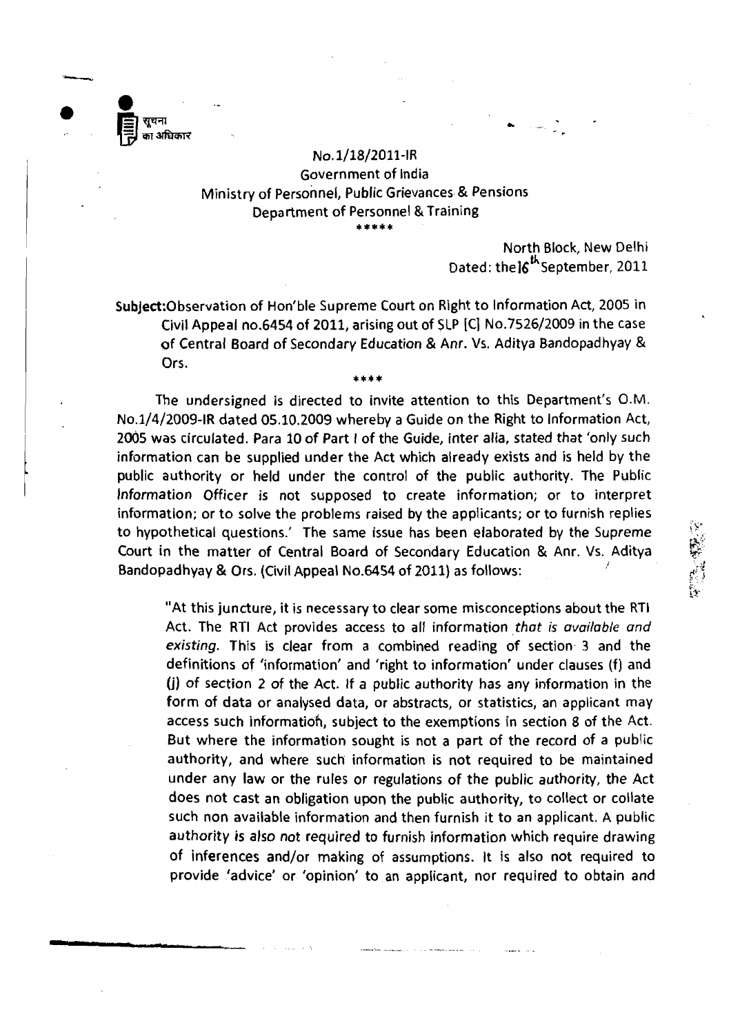सूचना का अधिकार

No.1/18/2011-IR
Government of India
Ministry of Personnel, Public Grievances & Pensions
Department of Personnel & Training

\*\*\*\*\*

North Block, New Delhi
Dated: the 16th September, 2011

**Subject:** Observation of Hon'ble Supreme Court on Right to Information Act, 2005 in Civil Appeal no.6454 of 2011, arising out of SLP [C] No.7526/2009 in the case of Central Board of Secondary Education & Anr. Vs. Aditya Bandopadhyay & Ors.

\*\*\*\*

The undersigned is directed to invite attention to this Department's O.M. No.1/4/2009-IR dated 05.10.2009 whereby a Guide on the Right to Information Act, 2005 was circulated. Para 10 of Part I of the Guide, inter alia, stated that 'only such information can be supplied under the Act which already exists and is held by the public authority or held under the control of the public authority. The Public Information Officer is not supposed to create information; or to interpret information; or to solve the problems raised by the applicants; or to furnish replies to hypothetical questions.' The same issue has been elaborated by the Supreme Court in the matter of Central Board of Secondary Education & Anr. Vs. Aditya Bandopadhyay & Ors. (Civil Appeal No.6454 of 2011) as follows:

> "At this juncture, it is necessary to clear some misconceptions about the RTI Act. The RTI Act provides access to all information *that is available and existing*. This is clear from a combined reading of section 3 and the definitions of 'information' and 'right to information' under clauses (f) and (j) of section 2 of the Act. If a public authority has any information in the form of data or analysed data, or abstracts, or statistics, an applicant may access such information, subject to the exemptions in section 8 of the Act. But where the information sought is not a part of the record of a public authority, and where such information is not required to be maintained under any law or the rules or regulations of the public authority, the Act does not cast an obligation upon the public authority, to collect or collate such non available information and then furnish it to an applicant. A public authority is also not required to furnish information which require drawing of inferences and/or making of assumptions. It is also not required to provide 'advice' or 'opinion' to an applicant, nor required to obtain and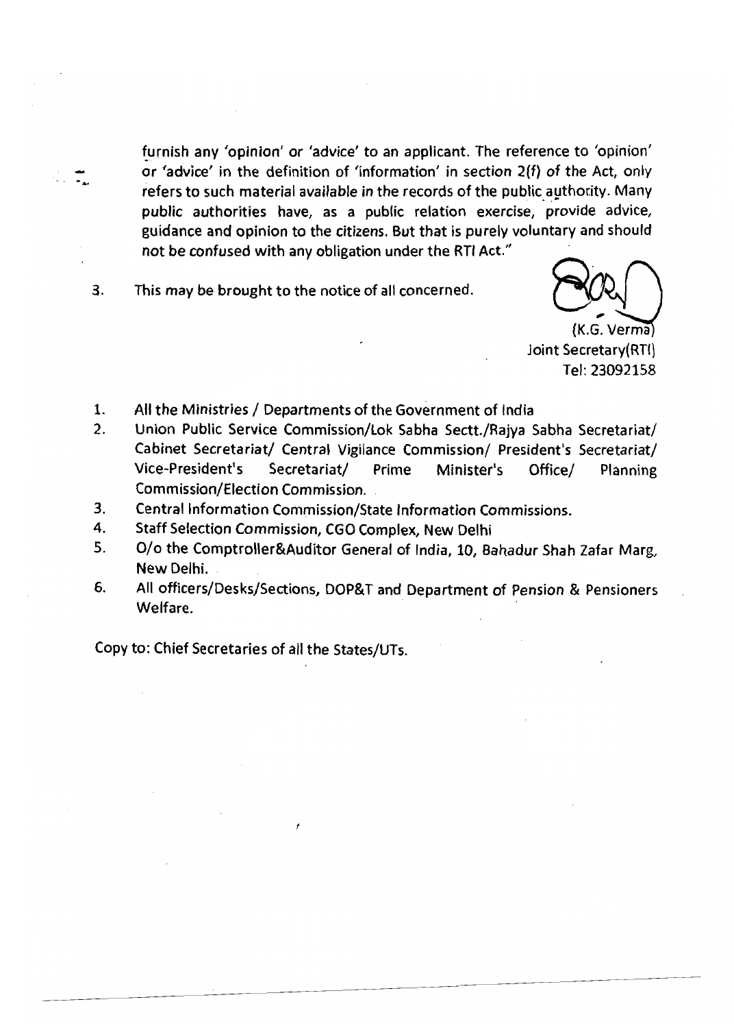furnish any 'opinion' or 'advice' to an applicant. The reference to 'opinion' or 'advice' in the definition of 'information' in section 2(f) of the Act, only refers to such material available in the records of the public authority. Many public authorities have, as a public relation exercise, provide advice, guidance and opinion to the citizens. But that is purely voluntary and should not be confused with any obligation under the RTI Act."

3. This may be brought to the notice of all concerned.

(K.G. Verma)
Joint Secretary(RTI)
Tel: 23092158

1. All the Ministries / Departments of the Government of India
2. Union Public Service Commission/Lok Sabha Sectt./Rajya Sabha Secretariat/ Cabinet Secretariat/ Central Vigilance Commission/ President's Secretariat/ Vice-President's Secretariat/ Prime Minister's Office/ Planning Commission/Election Commission.
3. Central Information Commission/State Information Commissions.
4. Staff Selection Commission, CGO Complex, New Delhi
5. O/o the Comptroller&Auditor General of India, 10, Bahadur Shah Zafar Marg, New Delhi.
6. All officers/Desks/Sections, DOP&T and Department of Pension & Pensioners Welfare.

Copy to: Chief Secretaries of all the States/UTs.